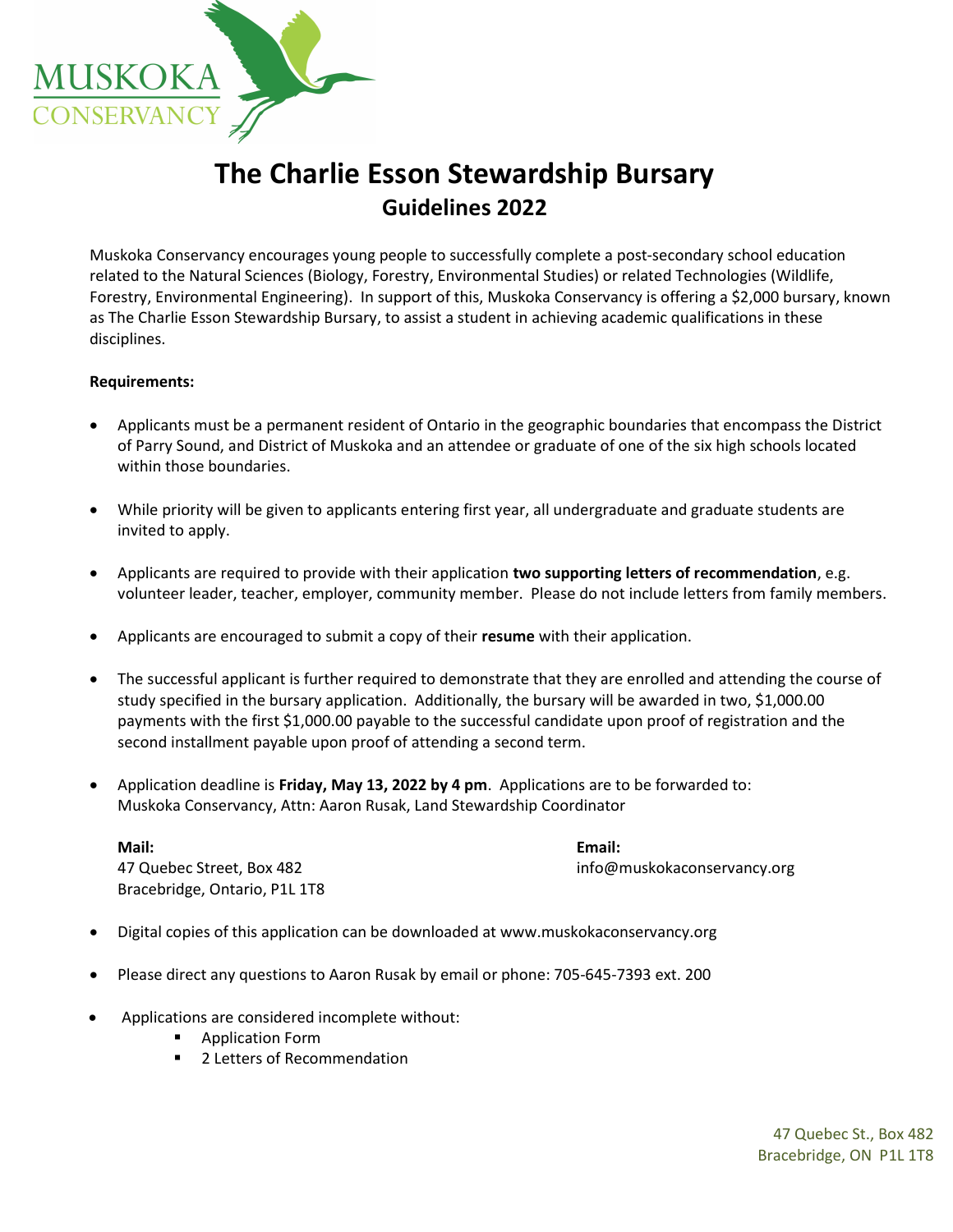MUSKOKA CONSERVANCY

# The Charlie Esson Stewardship Bursary

## Guidelines 2022

Muskoka Conservancy encourages young people to successfully complete a post-secondary school education related to the Natural Sciences (Biology, Forestry, Environmental Studies) or related Technologies (Wildlife, Forestry, Environmental Engineering). In support of this, Muskoka Conservancy is offering a $2,000 bursary, known as The Charlie Esson Stewardship Bursary, to assist a student in achieving academic qualifications in these disciplines.

**Requirements:**

- Applicants must be a permanent resident of Ontario in the geographic boundaries that encompass the District of Parry Sound, and District of Muskoka and an attendee or graduate of one of the six high schools located within those boundaries.
- While priority will be given to applicants entering first year, all undergraduate and graduate students are invited to apply.
- Applicants are required to provide with their application **two supporting letters of recommendation**, e.g. volunteer leader, teacher, employer, community member. Please do not include letters from family members.
- Applicants are encouraged to submit a copy of their **resume** with their application.
- The successful applicant is further required to demonstrate that they are enrolled and attending the course of study specified in the bursary application. Additionally, the bursary will be awarded in two, $1,000.00 payments with the first $1,000.00 payable to the successful candidate upon proof of registration and the second installment payable upon proof of attending a second term.
- Application deadline is **Friday, May 13, 2022 by 4 pm**. Applications are to be forwarded to: Muskoka Conservancy, Attn: Aaron Rusak, Land Stewardship Coordinator

  **Mail:**
  47 Quebec Street, Box 482
  Bracebridge, Ontario, P1L 1T8

  **Email:**
  info@muskokaconservancy.org

- Digital copies of this application can be downloaded at www.muskokaconservancy.org
- Please direct any questions to Aaron Rusak by email or phone: 705-645-7393 ext. 200
- Applications are considered incomplete without:
  - Application Form
  - 2 Letters of Recommendation

47 Quebec St., Box 482
Bracebridge, ON P1L 1T8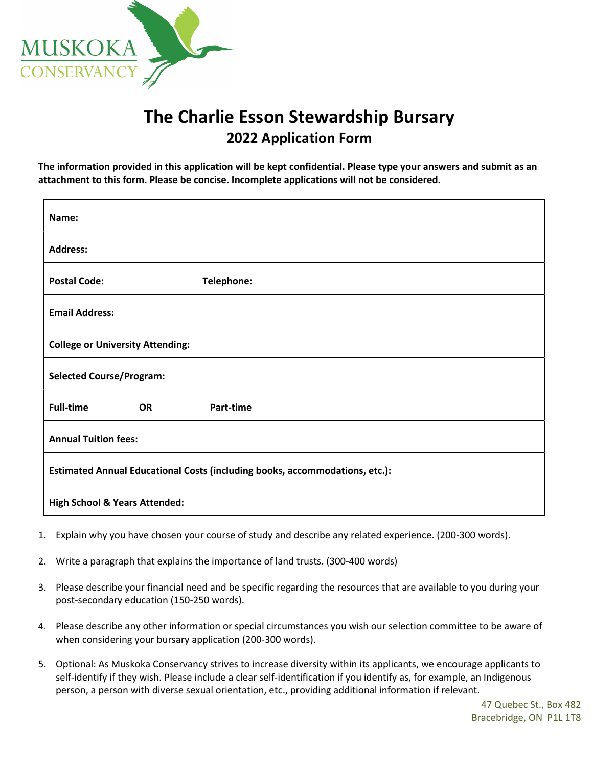MUSKOKA
CONSERVANCY

# The Charlie Esson Stewardship Bursary

## 2022 Application Form

**The information provided in this application will be kept confidential. Please type your answers and submit as an attachment to this form. Please be concise. Incomplete applications will not be considered.**

| | | |
|---|---|---|
| **Name:** | | |
| **Address:** | | |
| **Postal Code:** | **Telephone:** | |
| **Email Address:** | | |
| **College or University Attending:** | | |
| **Selected Course/Program:** | | |
| **Full-time** | **OR** | **Part-time** |
| **Annual Tuition fees:** | | |
| **Estimated Annual Educational Costs (including books, accommodations, etc.):** | | |
| **High School & Years Attended:** | | |

1. Explain why you have chosen your course of study and describe any related experience. (200-300 words).
2. Write a paragraph that explains the importance of land trusts. (300-400 words)
3. Please describe your financial need and be specific regarding the resources that are available to you during your post-secondary education (150-250 words).
4. Please describe any other information or special circumstances you wish our selection committee to be aware of when considering your bursary application (200-300 words).
5. Optional: As Muskoka Conservancy strives to increase diversity within its applicants, we encourage applicants to self-identify if they wish. Please include a clear self-identification if you identify as, for example, an Indigenous person, a person with diverse sexual orientation, etc., providing additional information if relevant.

47 Quebec St., Box 482
Bracebridge, ON P1L 1T8